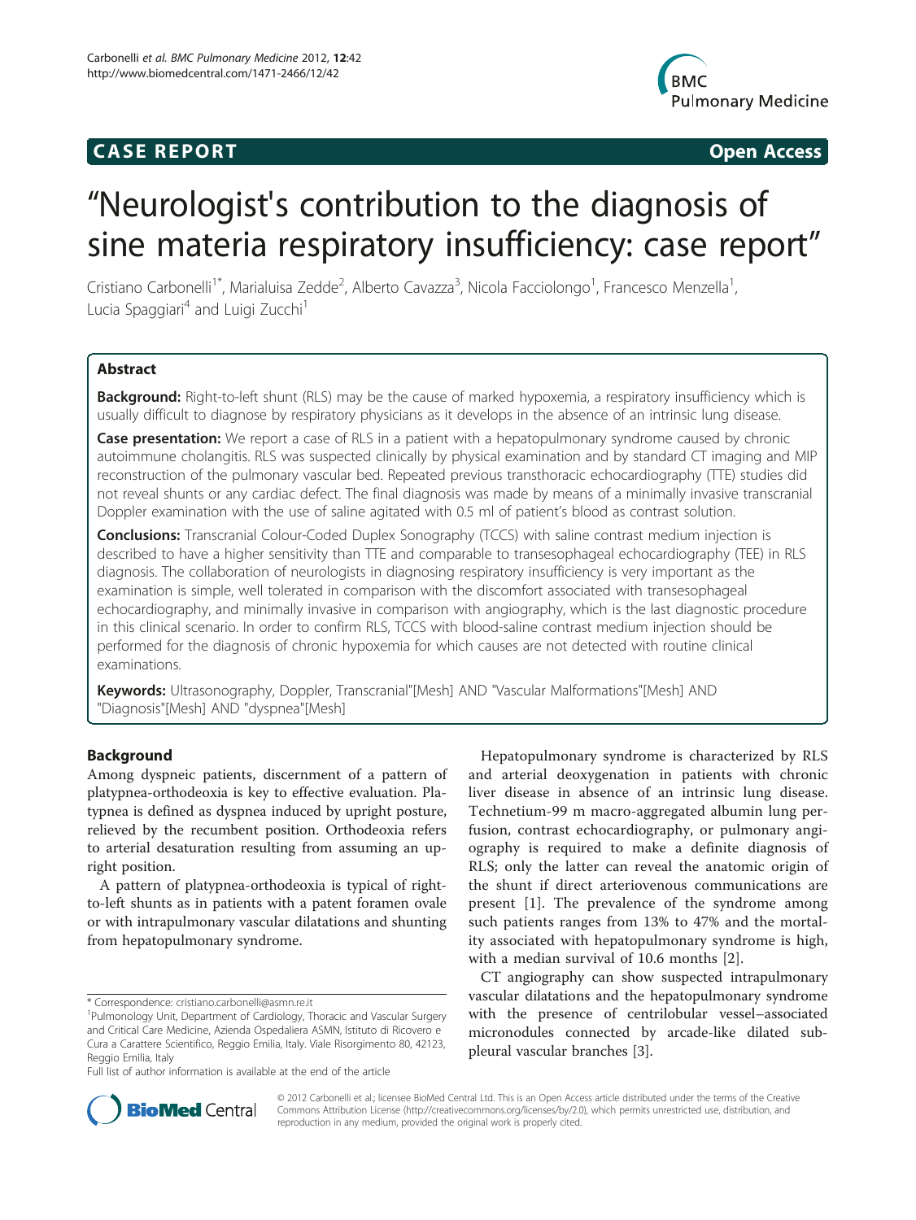**CASE REPORT** **Open Access**

# "Neurologist's contribution to the diagnosis of sine materia respiratory insufficiency: case report"

Cristiano Carbonelli[1*], Marialuisa Zedde[2], Alberto Cavazza[3], Nicola Facciolongo[1], Francesco Menzella[1], Lucia Spaggiari[4] and Luigi Zucchi[1]

## Abstract

**Background:** Right-to-left shunt (RLS) may be the cause of marked hypoxemia, a respiratory insufficiency which is usually difficult to diagnose by respiratory physicians as it develops in the absence of an intrinsic lung disease.

**Case presentation:** We report a case of RLS in a patient with a hepatopulmonary syndrome caused by chronic autoimmune cholangitis. RLS was suspected clinically by physical examination and by standard CT imaging and MIP reconstruction of the pulmonary vascular bed. Repeated previous transthoracic echocardiography (TTE) studies did not reveal shunts or any cardiac defect. The final diagnosis was made by means of a minimally invasive transcranial Doppler examination with the use of saline agitated with 0.5 ml of patient's blood as contrast solution.

**Conclusions:** Transcranial Colour-Coded Duplex Sonography (TCCS) with saline contrast medium injection is described to have a higher sensitivity than TTE and comparable to transesophageal echocardiography (TEE) in RLS diagnosis. The collaboration of neurologists in diagnosing respiratory insufficiency is very important as the examination is simple, well tolerated in comparison with the discomfort associated with transesophageal echocardiography, and minimally invasive in comparison with angiography, which is the last diagnostic procedure in this clinical scenario. In order to confirm RLS, TCCS with blood-saline contrast medium injection should be performed for the diagnosis of chronic hypoxemia for which causes are not detected with routine clinical examinations.

**Keywords:** Ultrasonography, Doppler, Transcranial"[Mesh] AND "Vascular Malformations"[Mesh] AND "Diagnosis"[Mesh] AND "dyspnea"[Mesh]

## Background

Among dyspneic patients, discernment of a pattern of platypnea-orthodeoxia is key to effective evaluation. Platypnea is defined as dyspnea induced by upright posture, relieved by the recumbent position. Orthodeoxia refers to arterial desaturation resulting from assuming an upright position.

A pattern of platypnea-orthodeoxia is typical of right-to-left shunts as in patients with a patent foramen ovale or with intrapulmonary vascular dilatations and shunting from hepatopulmonary syndrome.

Hepatopulmonary syndrome is characterized by RLS and arterial deoxygenation in patients with chronic liver disease in absence of an intrinsic lung disease. Technetium-99 m macro-aggregated albumin lung perfusion, contrast echocardiography, or pulmonary angiography is required to make a definite diagnosis of RLS; only the latter can reveal the anatomic origin of the shunt if direct arteriovenous communications are present [1]. The prevalence of the syndrome among such patients ranges from 13% to 47% and the mortality associated with hepatopulmonary syndrome is high, with a median survival of 10.6 months [2].

CT angiography can show suspected intrapulmonary vascular dilatations and the hepatopulmonary syndrome with the presence of centrilobular vessel–associated micronodules connected by arcade-like dilated subpleural vascular branches [3].

\* Correspondence: cristiano.carbonelli@asmn.re.it

[1]Pulmonology Unit, Department of Cardiology, Thoracic and Vascular Surgery and Critical Care Medicine, Azienda Ospedaliera ASMN, Istituto di Ricovero e Cura a Carattere Scientifico, Reggio Emilia, Italy. Viale Risorgimento 80, 42123, Reggio Emilia, Italy

Full list of author information is available at the end of the article

© 2012 Carbonelli et al.; licensee BioMed Central Ltd. This is an Open Access article distributed under the terms of the Creative Commons Attribution License (http://creativecommons.org/licenses/by/2.0), which permits unrestricted use, distribution, and reproduction in any medium, provided the original work is properly cited.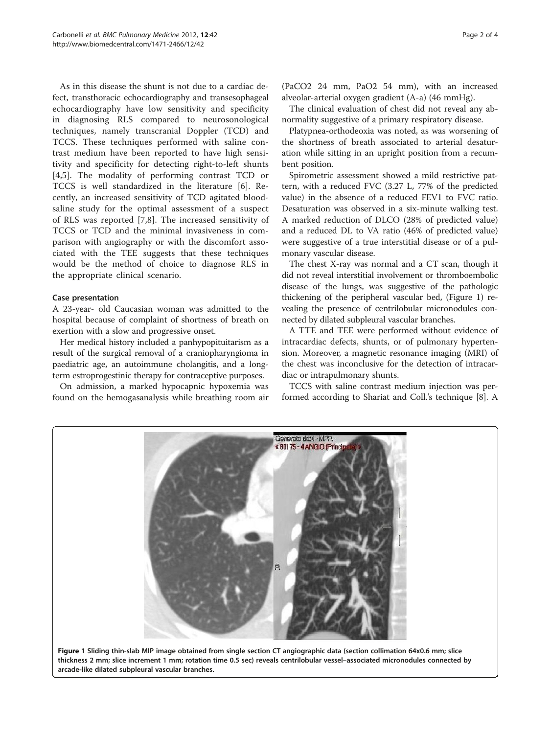As in this disease the shunt is not due to a cardiac defect, transthoracic echocardiography and transesophageal echocardiography have low sensitivity and specificity in diagnosing RLS compared to neurosonological techniques, namely transcranial Doppler (TCD) and TCCS. These techniques performed with saline contrast medium have been reported to have high sensitivity and specificity for detecting right-to-left shunts [4,5]. The modality of performing contrast TCD or TCCS is well standardized in the literature [6]. Recently, an increased sensitivity of TCD agitated blood-saline study for the optimal assessment of a suspect of RLS was reported [7,8]. The increased sensitivity of TCCS or TCD and the minimal invasiveness in comparison with angiography or with the discomfort associated with the TEE suggests that these techniques would be the method of choice to diagnose RLS in the appropriate clinical scenario.

## Case presentation

A 23-year- old Caucasian woman was admitted to the hospital because of complaint of shortness of breath on exertion with a slow and progressive onset.

Her medical history included a panhypopituitarism as a result of the surgical removal of a craniopharyngioma in paediatric age, an autoimmune cholangitis, and a long-term estroprogestinic therapy for contraceptive purposes.

On admission, a marked hypocapnic hypoxemia was found on the hemogasanalysis while breathing room air ($PaCO_2$ 24 mm, $PaO_2$ 54 mm), with an increased alveolar-arterial oxygen gradient (A-a) (46 mmHg).

The clinical evaluation of chest did not reveal any abnormality suggestive of a primary respiratory disease.

Platypnea-orthodeoxia was noted, as was worsening of the shortness of breath associated to arterial desaturation while sitting in an upright position from a recumbent position.

Spirometric assessment showed a mild restrictive pattern, with a reduced FVC (3.27 L, 77% of the predicted value) in the absence of a reduced FEV1 to FVC ratio. Desaturation was observed in a six-minute walking test. A marked reduction of DLCO (28% of predicted value) and a reduced DL to VA ratio (46% of predicted value) were suggestive of a true interstitial disease or of a pulmonary vascular disease.

The chest X-ray was normal and a CT scan, though it did not reveal interstitial involvement or thromboembolic disease of the lungs, was suggestive of the pathologic thickening of the peripheral vascular bed, (Figure 1) revealing the presence of centrilobular micronodules connected by dilated subpleural vascular branches.

A TTE and TEE were performed without evidence of intracardiac defects, shunts, or of pulmonary hypertension. Moreover, a magnetic resonance imaging (MRI) of the chest was inconclusive for the detection of intracardiac or intrapulmonary shunts.

TCCS with saline contrast medium injection was performed according to Shariat and Coll.'s technique [8]. A

**Figure 1** Sliding thin-slab MIP image obtained from single section CT angiographic data (section collimation 64x0.6 mm; slice thickness 2 mm; slice increment 1 mm; rotation time 0.5 sec) reveals centrilobular vessel–associated micronodules connected by arcade-like dilated subpleural vascular branches.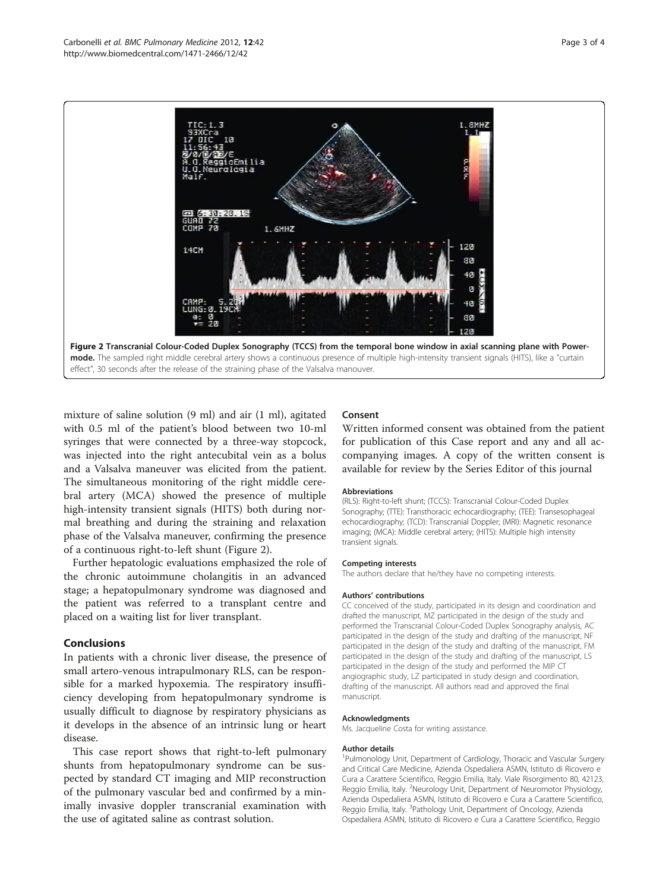Figure 2 Transcranial Colour-Coded Duplex Sonography (TCCS) from the temporal bone window in axial scanning plane with Power-mode. The sampled right middle cerebral artery shows a continuous presence of multiple high-intensity transient signals (HITS), like a "curtain effect", 30 seconds after the release of the straining phase of the Valsalva manouver.

mixture of saline solution (9 ml) and air (1 ml), agitated with 0.5 ml of the patient's blood between two 10-ml syringes that were connected by a three-way stopcock, was injected into the right antecubital vein as a bolus and a Valsalva maneuver was elicited from the patient. The simultaneous monitoring of the right middle cerebral artery (MCA) showed the presence of multiple high-intensity transient signals (HITS) both during normal breathing and during the straining and relaxation phase of the Valsalva maneuver, confirming the presence of a continuous right-to-left shunt (Figure 2).

Further hepatologic evaluations emphasized the role of the chronic autoimmune cholangitis in an advanced stage; a hepatopulmonary syndrome was diagnosed and the patient was referred to a transplant centre and placed on a waiting list for liver transplant.

## Conclusions

In patients with a chronic liver disease, the presence of small artero-venous intrapulmonary RLS, can be responsible for a marked hypoxemia. The respiratory insufficiency developing from hepatopulmonary syndrome is usually difficult to diagnose by respiratory physicians as it develops in the absence of an intrinsic lung or heart disease.

This case report shows that right-to-left pulmonary shunts from hepatopulmonary syndrome can be suspected by standard CT imaging and MIP reconstruction of the pulmonary vascular bed and confirmed by a minimally invasive doppler transcranial examination with the use of agitated saline as contrast solution.

## Consent

Written informed consent was obtained from the patient for publication of this Case report and any and all accompanying images. A copy of the written consent is available for review by the Series Editor of this journal

#### Abbreviations

(RLS): Right-to-left shunt; (TCCS): Transcranial Colour-Coded Duplex Sonography; (TTE): Transthoracic echocardiography; (TEE): Transesophageal echocardiography; (TCD): Transcranial Doppler; (MRI): Magnetic resonance imaging; (MCA): Middle cerebral artery; (HITS): Multiple high intensity transient signals.

#### Competing interests

The authors declare that he/they have no competing interests.

#### Authors' contributions

CC conceived of the study, participated in its design and coordination and drafted the manuscript, MZ participated in the design of the study and performed the Transcranial Colour-Coded Duplex Sonography analysis, AC participated in the design of the study and drafting of the manuscript, NF participated in the design of the study and drafting of the manuscript, FM participated in the design of the study and drafting of the manuscript, LS participated in the design of the study and performed the MIP CT angiographic study, LZ participated in study design and coordination, drafting of the manuscript. All authors read and approved the final manuscript.

#### Acknowledgments

Ms. Jacqueline Costa for writing assistance.

#### Author details

[1]Pulmonology Unit, Department of Cardiology, Thoracic and Vascular Surgery and Critical Care Medicine, Azienda Ospedaliera ASMN, Istituto di Ricovero e Cura a Carattere Scientifico, Reggio Emilia, Italy. Viale Risorgimento 80, 42123, Reggio Emilia, Italy. [2]Neurology Unit, Department of Neuromotor Physiology, Azienda Ospedaliera ASMN, Istituto di Ricovero e Cura a Carattere Scientifico, Reggio Emilia, Italy. [3]Pathology Unit, Department of Oncology, Azienda Ospedaliera ASMN, Istituto di Ricovero e Cura a Carattere Scientifico, Reggio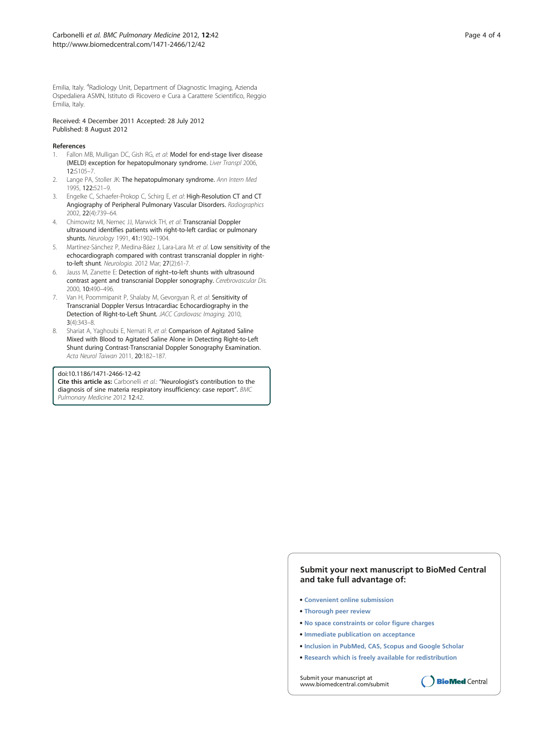Emilia, Italy. [4]Radiology Unit, Department of Diagnostic Imaging, Azienda Ospedaliera ASMN, Istituto di Ricovero e Cura a Carattere Scientifico, Reggio Emilia, Italy.

Received: 4 December 2011 Accepted: 28 July 2012
Published: 8 August 2012

## References

1. Fallon MB, Mulligan DC, Gish RG, *et al*: **Model for end-stage liver disease (MELD) exception for hepatopulmonary syndrome.** *Liver Transpl* 2006, **12**:S105–7.
2. Lange PA, Stoller JK: **The hepatopulmonary syndrome.** *Ann Intern Med* 1995, **122**:521–9.
3. Engelke C, Schaefer-Prokop C, Schirg E, *et al*: **High-Resolution CT and CT Angiography of Peripheral Pulmonary Vascular Disorders.** *Radiographics* 2002, **22**(4):739–64.
4. Chimowitz MI, Nemec JJ, Marwick TH, *et al*: **Transcranial Doppler ultrasound identifies patients with right-to-left cardiac or pulmonary shunts.** *Neurology* 1991, **41**:1902–1904.
5. Martínez-Sánchez P, Medina-Báez J, Lara-Lara M: *et al*. **Low sensitivity of the echocardiograph compared with contrast transcranial doppler in right-to-left shunt**. *Neurologia.* 2012 Mar; **27**(2):61-7.
6. Jauss M, Zanette E: **Detection of right–to-left shunts with ultrasound contrast agent and transcranial Doppler sonography.** *Cerebrovascular Dis.* 2000, **10**:490–496.
7. Van H, Poommipanit P, Shalaby M, Gevorgyan R, *et al*: **Sensitivity of Transcranial Doppler Versus Intracardiac Echocardiography in the Detection of Right-to-Left Shunt.** *JACC Cardiovasc Imaging.* 2010, **3**(4):343–8.
8. Shariat A, Yaghoubi E, Nemati R, *et al*: **Comparison of Agitated Saline Mixed with Blood to Agitated Saline Alone in Detecting Right-to-Left Shunt during Contrast-Transcranial Doppler Sonography Examination.** *Acta Neurol Taiwan* 2011, **20**:182–187.

doi:10.1186/1471-2466-12-42
**Cite this article as:** Carbonelli *et al.*: "Neurologist's contribution to the diagnosis of sine materia respiratory insufficiency: case report". *BMC Pulmonary Medicine* 2012 **12**:42.

**Submit your next manuscript to BioMed Central and take full advantage of:**

- **Convenient online submission**
- **Thorough peer review**
- **No space constraints or color figure charges**
- **Immediate publication on acceptance**
- **Inclusion in PubMed, CAS, Scopus and Google Scholar**
- **Research which is freely available for redistribution**

Submit your manuscript at
www.biomedcentral.com/submit

BioMed Central